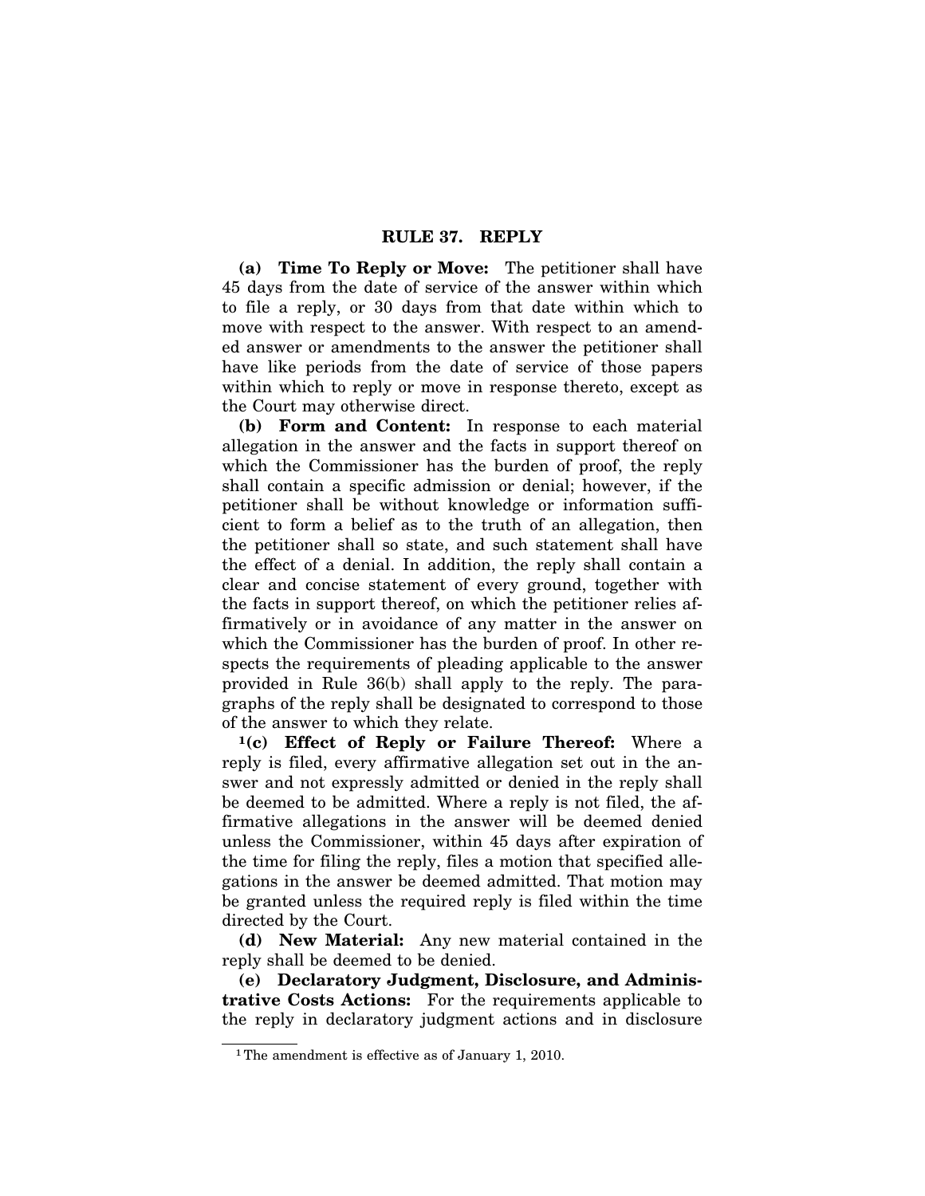## RULE 37. REPLY

**(a) Time To Reply or Move:** The petitioner shall have 45 days from the date of service of the answer within which to file a reply, or 30 days from that date within which to move with respect to the answer. With respect to an amended answer or amendments to the answer the petitioner shall have like periods from the date of service of those papers within which to reply or move in response thereto, except as the Court may otherwise direct.

**(b) Form and Content:** In response to each material allegation in the answer and the facts in support thereof on which the Commissioner has the burden of proof, the reply shall contain a specific admission or denial; however, if the petitioner shall be without knowledge or information sufficient to form a belief as to the truth of an allegation, then the petitioner shall so state, and such statement shall have the effect of a denial. In addition, the reply shall contain a clear and concise statement of every ground, together with the facts in support thereof, on which the petitioner relies affirmatively or in avoidance of any matter in the answer on which the Commissioner has the burden of proof. In other respects the requirements of pleading applicable to the answer provided in Rule 36(b) shall apply to the reply. The paragraphs of the reply shall be designated to correspond to those of the answer to which they relate.

[1]**(c) Effect of Reply or Failure Thereof:** Where a reply is filed, every affirmative allegation set out in the answer and not expressly admitted or denied in the reply shall be deemed to be admitted. Where a reply is not filed, the affirmative allegations in the answer will be deemed denied unless the Commissioner, within 45 days after expiration of the time for filing the reply, files a motion that specified allegations in the answer be deemed admitted. That motion may be granted unless the required reply is filed within the time directed by the Court.

**(d) New Material:** Any new material contained in the reply shall be deemed to be denied.

**(e) Declaratory Judgment, Disclosure, and Administrative Costs Actions:** For the requirements applicable to the reply in declaratory judgment actions and in disclosure

---

[1] The amendment is effective as of January 1, 2010.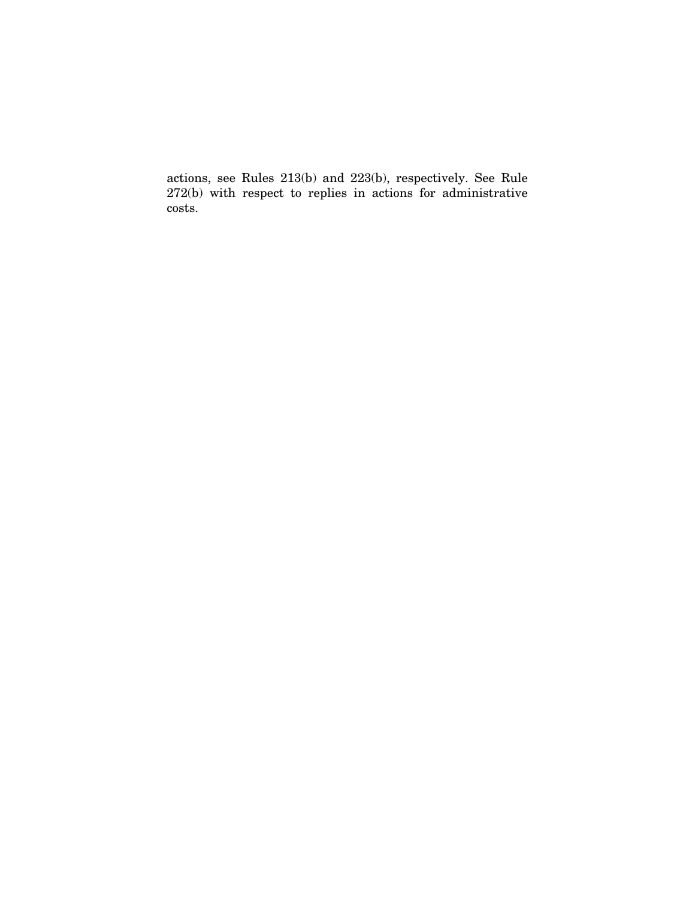actions, see Rules 213(b) and 223(b), respectively. See Rule 272(b) with respect to replies in actions for administrative costs.